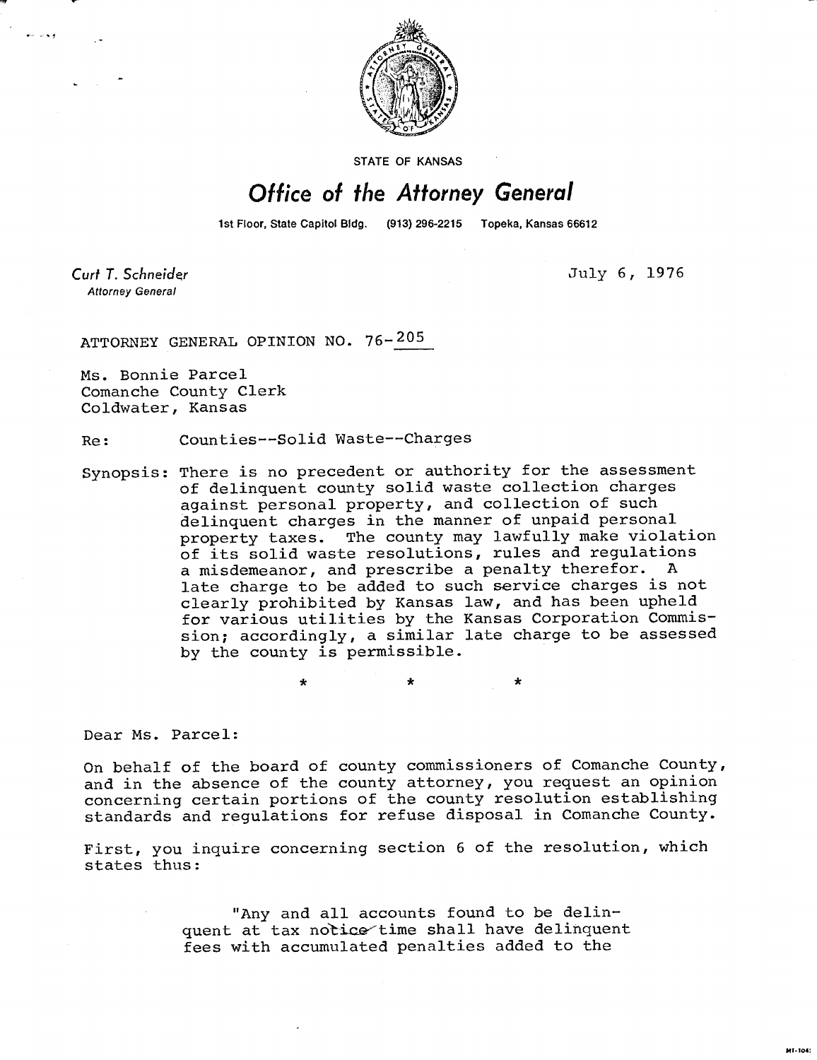STATE OF KANSAS

# Office of the Attorney General

1st Floor, State Capitol Bldg. (913) 296-2215 Topeka, Kansas 66612

*Curt T. Schneider*
*Attorney General*

July 6, 1976

ATTORNEY GENERAL OPINION NO. 76-205

Ms. Bonnie Parcel
Comanche County Clerk
Coldwater, Kansas

Re: Counties--Solid Waste--Charges

Synopsis: There is no precedent or authority for the assessment of delinquent county solid waste collection charges against personal property, and collection of such delinquent charges in the manner of unpaid personal property taxes. The county may lawfully make violation of its solid waste resolutions, rules and regulations a misdemeanor, and prescribe a penalty therefor. A late charge to be added to such service charges is not clearly prohibited by Kansas law, and has been upheld for various utilities by the Kansas Corporation Commission; accordingly, a similar late charge to be assessed by the county is permissible.

\* \* \*

Dear Ms. Parcel:

On behalf of the board of county commissioners of Comanche County, and in the absence of the county attorney, you request an opinion concerning certain portions of the county resolution establishing standards and regulations for refuse disposal in Comanche County.

First, you inquire concerning section 6 of the resolution, which states thus:

> "Any and all accounts found to be delinquent at tax notice time shall have delinquent fees with accumulated penalties added to the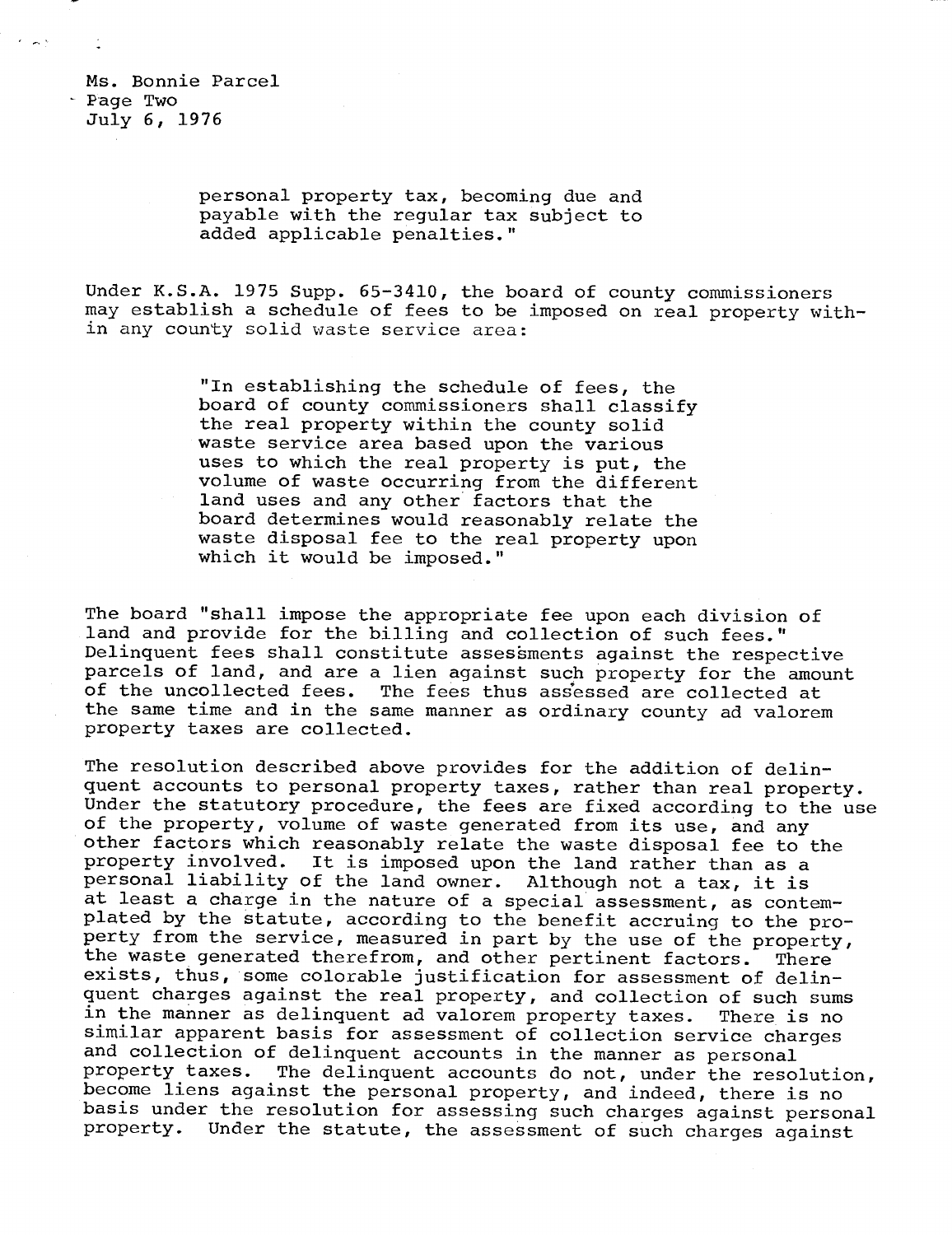personal property tax, becoming due and payable with the regular tax subject to added applicable penalties."

Under K.S.A. 1975 Supp. 65-3410, the board of county commissioners may establish a schedule of fees to be imposed on real property within any county solid waste service area:

> "In establishing the schedule of fees, the board of county commissioners shall classify the real property within the county solid waste service area based upon the various uses to which the real property is put, the volume of waste occurring from the different land uses and any other factors that the board determines would reasonably relate the waste disposal fee to the real property upon which it would be imposed."

The board "shall impose the appropriate fee upon each division of land and provide for the billing and collection of such fees." Delinquent fees shall constitute assessments against the respective parcels of land, and are a lien against such property for the amount of the uncollected fees. The fees thus assessed are collected at the same time and in the same manner as ordinary county ad valorem property taxes are collected.

The resolution described above provides for the addition of delinquent accounts to personal property taxes, rather than real property. Under the statutory procedure, the fees are fixed according to the use of the property, volume of waste generated from its use, and any other factors which reasonably relate the waste disposal fee to the property involved. It is imposed upon the land rather than as a personal liability of the land owner. Although not a tax, it is at least a charge in the nature of a special assessment, as contemplated by the statute, according to the benefit accruing to the property from the service, measured in part by the use of the property, the waste generated therefrom, and other pertinent factors. There exists, thus, some colorable justification for assessment of delinquent charges against the real property, and collection of such sums in the manner as delinquent ad valorem property taxes. There is no similar apparent basis for assessment of collection service charges and collection of delinquent accounts in the manner as personal property taxes. The delinquent accounts do not, under the resolution, become liens against the personal property, and indeed, there is no basis under the resolution for assessing such charges against personal property. Under the statute, the assessment of such charges against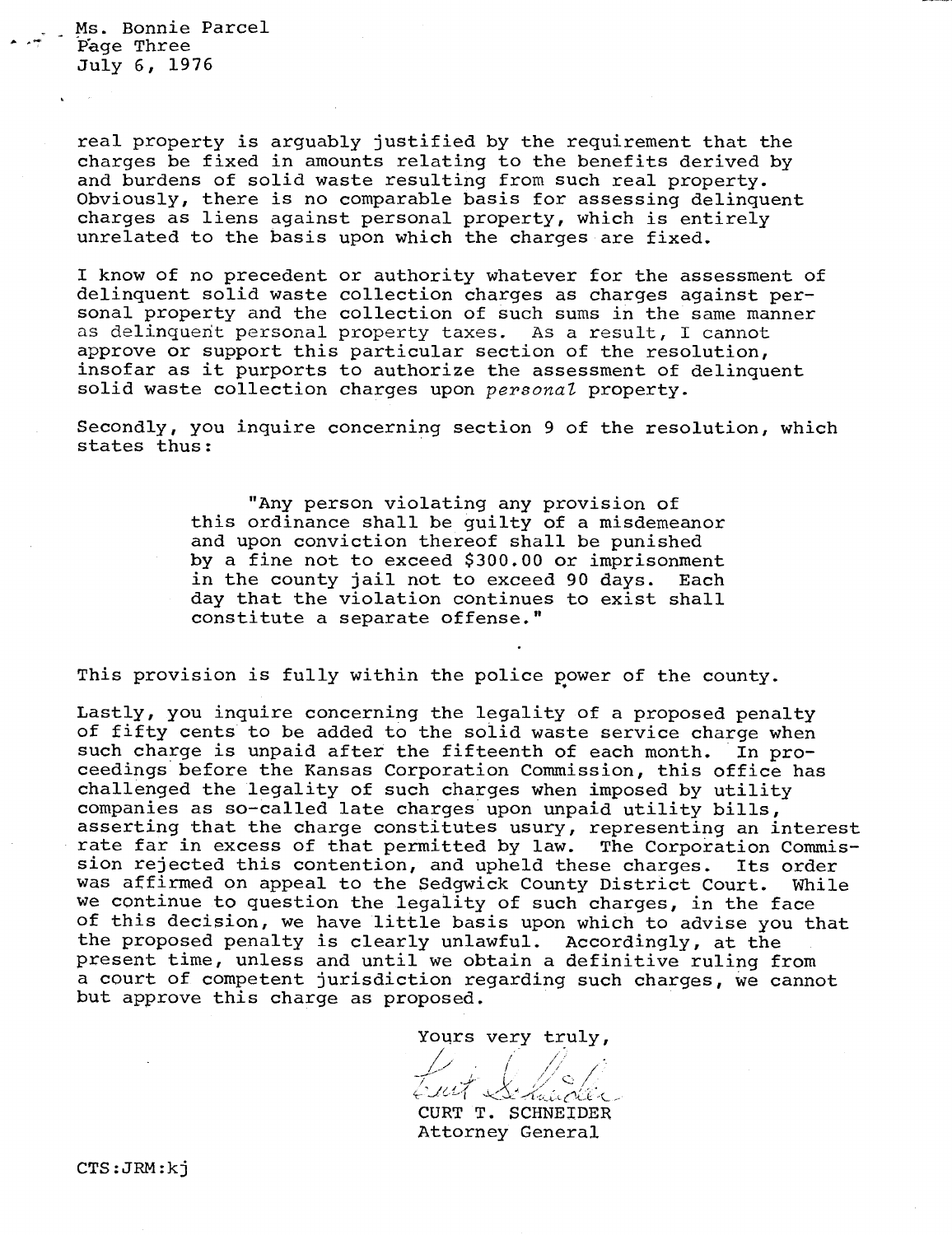real property is arguably justified by the requirement that the charges be fixed in amounts relating to the benefits derived by and burdens of solid waste resulting from such real property. Obviously, there is no comparable basis for assessing delinquent charges as liens against personal property, which is entirely unrelated to the basis upon which the charges are fixed.

I know of no precedent or authority whatever for the assessment of delinquent solid waste collection charges as charges against personal property and the collection of such sums in the same manner as delinquent personal property taxes. As a result, I cannot approve or support this particular section of the resolution, insofar as it purports to authorize the assessment of delinquent solid waste collection charges upon *personal* property.

Secondly, you inquire concerning section 9 of the resolution, which states thus:

> "Any person violating any provision of this ordinance shall be guilty of a misdemeanor and upon conviction thereof shall be punished by a fine not to exceed $300.00 or imprisonment in the county jail not to exceed 90 days. Each day that the violation continues to exist shall constitute a separate offense."

This provision is fully within the police power of the county.

Lastly, you inquire concerning the legality of a proposed penalty of fifty cents to be added to the solid waste service charge when such charge is unpaid after the fifteenth of each month. In proceedings before the Kansas Corporation Commission, this office has challenged the legality of such charges when imposed by utility companies as so-called late charges upon unpaid utility bills, asserting that the charge constitutes usury, representing an interest rate far in excess of that permitted by law. The Corporation Commission rejected this contention, and upheld these charges. Its order was affirmed on appeal to the Sedgwick County District Court. While we continue to question the legality of such charges, in the face of this decision, we have little basis upon which to advise you that the proposed penalty is clearly unlawful. Accordingly, at the present time, unless and until we obtain a definitive ruling from a court of competent jurisdiction regarding such charges, we cannot but approve this charge as proposed.

Yours very truly,

CURT T. SCHNEIDER
Attorney General

CTS:JRM:kj